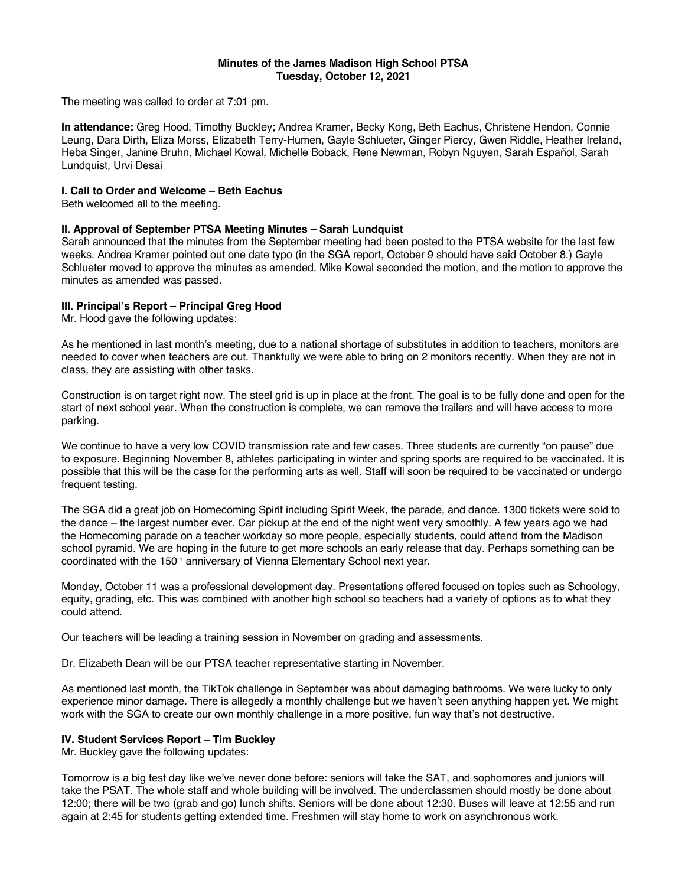**Minutes of the James Madison High School PTSA**
**Tuesday, October 12, 2021**

The meeting was called to order at 7:01 pm.

**In attendance:** Greg Hood, Timothy Buckley; Andrea Kramer, Becky Kong, Beth Eachus, Christene Hendon, Connie Leung, Dara Dirth, Eliza Morss, Elizabeth Terry-Humen, Gayle Schlueter, Ginger Piercy, Gwen Riddle, Heather Ireland, Heba Singer, Janine Bruhn, Michael Kowal, Michelle Boback, Rene Newman, Robyn Nguyen, Sarah Español, Sarah Lundquist, Urvi Desai

### I. Call to Order and Welcome – Beth Eachus

Beth welcomed all to the meeting.

### II. Approval of September PTSA Meeting Minutes – Sarah Lundquist

Sarah announced that the minutes from the September meeting had been posted to the PTSA website for the last few weeks. Andrea Kramer pointed out one date typo (in the SGA report, October 9 should have said October 8.) Gayle Schlueter moved to approve the minutes as amended. Mike Kowal seconded the motion, and the motion to approve the minutes as amended was passed.

### III. Principal's Report – Principal Greg Hood

Mr. Hood gave the following updates:

As he mentioned in last month's meeting, due to a national shortage of substitutes in addition to teachers, monitors are needed to cover when teachers are out. Thankfully we were able to bring on 2 monitors recently. When they are not in class, they are assisting with other tasks.

Construction is on target right now. The steel grid is up in place at the front. The goal is to be fully done and open for the start of next school year. When the construction is complete, we can remove the trailers and will have access to more parking.

We continue to have a very low COVID transmission rate and few cases. Three students are currently "on pause" due to exposure. Beginning November 8, athletes participating in winter and spring sports are required to be vaccinated. It is possible that this will be the case for the performing arts as well. Staff will soon be required to be vaccinated or undergo frequent testing.

The SGA did a great job on Homecoming Spirit including Spirit Week, the parade, and dance. 1300 tickets were sold to the dance – the largest number ever. Car pickup at the end of the night went very smoothly. A few years ago we had the Homecoming parade on a teacher workday so more people, especially students, could attend from the Madison school pyramid. We are hoping in the future to get more schools an early release that day. Perhaps something can be coordinated with the 150th anniversary of Vienna Elementary School next year.

Monday, October 11 was a professional development day. Presentations offered focused on topics such as Schoology, equity, grading, etc. This was combined with another high school so teachers had a variety of options as to what they could attend.

Our teachers will be leading a training session in November on grading and assessments.

Dr. Elizabeth Dean will be our PTSA teacher representative starting in November.

As mentioned last month, the TikTok challenge in September was about damaging bathrooms. We were lucky to only experience minor damage. There is allegedly a monthly challenge but we haven't seen anything happen yet. We might work with the SGA to create our own monthly challenge in a more positive, fun way that's not destructive.

### IV. Student Services Report – Tim Buckley

Mr. Buckley gave the following updates:

Tomorrow is a big test day like we've never done before: seniors will take the SAT, and sophomores and juniors will take the PSAT. The whole staff and whole building will be involved. The underclassmen should mostly be done about 12:00; there will be two (grab and go) lunch shifts. Seniors will be done about 12:30. Buses will leave at 12:55 and run again at 2:45 for students getting extended time. Freshmen will stay home to work on asynchronous work.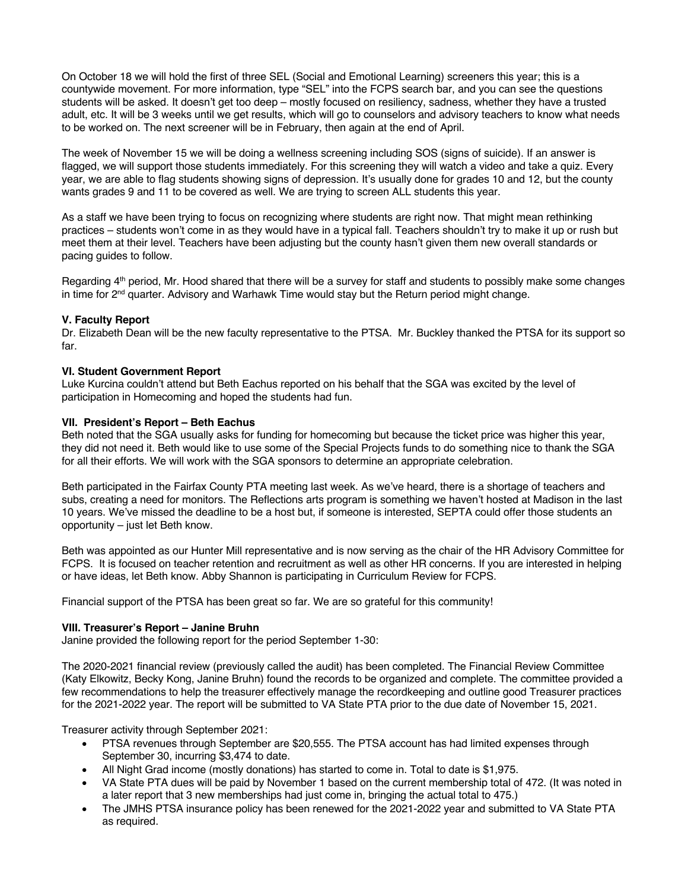On October 18 we will hold the first of three SEL (Social and Emotional Learning) screeners this year; this is a countywide movement. For more information, type "SEL" into the FCPS search bar, and you can see the questions students will be asked. It doesn't get too deep – mostly focused on resiliency, sadness, whether they have a trusted adult, etc. It will be 3 weeks until we get results, which will go to counselors and advisory teachers to know what needs to be worked on. The next screener will be in February, then again at the end of April.

The week of November 15 we will be doing a wellness screening including SOS (signs of suicide). If an answer is flagged, we will support those students immediately. For this screening they will watch a video and take a quiz. Every year, we are able to flag students showing signs of depression. It's usually done for grades 10 and 12, but the county wants grades 9 and 11 to be covered as well. We are trying to screen ALL students this year.

As a staff we have been trying to focus on recognizing where students are right now. That might mean rethinking practices – students won't come in as they would have in a typical fall. Teachers shouldn't try to make it up or rush but meet them at their level. Teachers have been adjusting but the county hasn't given them new overall standards or pacing guides to follow.

Regarding 4th period, Mr. Hood shared that there will be a survey for staff and students to possibly make some changes in time for 2nd quarter. Advisory and Warhawk Time would stay but the Return period might change.

**V. Faculty Report**

Dr. Elizabeth Dean will be the new faculty representative to the PTSA. Mr. Buckley thanked the PTSA for its support so far.

**VI. Student Government Report**

Luke Kurcina couldn't attend but Beth Eachus reported on his behalf that the SGA was excited by the level of participation in Homecoming and hoped the students had fun.

**VII. President's Report – Beth Eachus**

Beth noted that the SGA usually asks for funding for homecoming but because the ticket price was higher this year, they did not need it. Beth would like to use some of the Special Projects funds to do something nice to thank the SGA for all their efforts. We will work with the SGA sponsors to determine an appropriate celebration.

Beth participated in the Fairfax County PTA meeting last week. As we've heard, there is a shortage of teachers and subs, creating a need for monitors. The Reflections arts program is something we haven't hosted at Madison in the last 10 years. We've missed the deadline to be a host but, if someone is interested, SEPTA could offer those students an opportunity – just let Beth know.

Beth was appointed as our Hunter Mill representative and is now serving as the chair of the HR Advisory Committee for FCPS. It is focused on teacher retention and recruitment as well as other HR concerns. If you are interested in helping or have ideas, let Beth know. Abby Shannon is participating in Curriculum Review for FCPS.

Financial support of the PTSA has been great so far. We are so grateful for this community!

**VIII. Treasurer's Report – Janine Bruhn**

Janine provided the following report for the period September 1-30:

The 2020-2021 financial review (previously called the audit) has been completed. The Financial Review Committee (Katy Elkowitz, Becky Kong, Janine Bruhn) found the records to be organized and complete. The committee provided a few recommendations to help the treasurer effectively manage the recordkeeping and outline good Treasurer practices for the 2021-2022 year. The report will be submitted to VA State PTA prior to the due date of November 15, 2021.

Treasurer activity through September 2021:

- PTSA revenues through September are $20,555. The PTSA account has had limited expenses through September 30, incurring $3,474 to date.
- All Night Grad income (mostly donations) has started to come in. Total to date is $1,975.
- VA State PTA dues will be paid by November 1 based on the current membership total of 472. (It was noted in a later report that 3 new memberships had just come in, bringing the actual total to 475.)
- The JMHS PTSA insurance policy has been renewed for the 2021-2022 year and submitted to VA State PTA as required.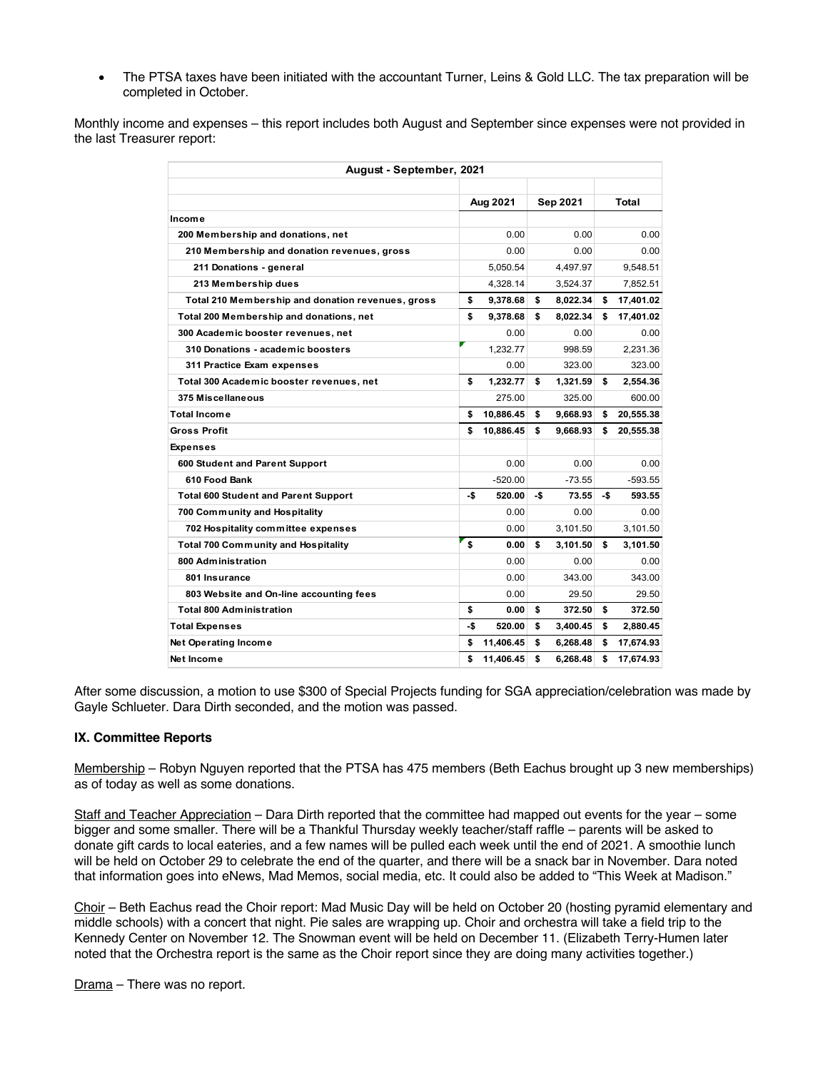- The PTSA taxes have been initiated with the accountant Turner, Leins & Gold LLC. The tax preparation will be completed in October.

Monthly income and expenses – this report includes both August and September since expenses were not provided in the last Treasurer report:

| August - September, 2021 | | | |
|---|---|---|---|
| | **Aug 2021** | **Sep 2021** | **Total** |
| **Income** | | | |
| **200 Membership and donations, net** | 0.00 | 0.00 | 0.00 |
| **210 Membership and donation revenues, gross** | 0.00 | 0.00 | 0.00 |
| **211 Donations - general** | 5,050.54 | 4,497.97 | 9,548.51 |
| **213 Membership dues** | 4,328.14 | 3,524.37 | 7,852.51 |
| **Total 210 Membership and donation revenues, gross** | **$ 9,378.68** | **$ 8,022.34** | **$ 17,401.02** |
| **Total 200 Membership and donations, net** | **$ 9,378.68** | **$ 8,022.34** | **$ 17,401.02** |
| **300 Academic booster revenues, net** | 0.00 | 0.00 | 0.00 |
| **310 Donations - academic boosters** | 1,232.77 | 998.59 | 2,231.36 |
| **311 Practice Exam expenses** | 0.00 | 323.00 | 323.00 |
| **Total 300 Academic booster revenues, net** | **$ 1,232.77** | **$ 1,321.59** | **$ 2,554.36** |
| **375 Miscellaneous** | 275.00 | 325.00 | 600.00 |
| **Total Income** | **$ 10,886.45** | **$ 9,668.93** | **$ 20,555.38** |
| **Gross Profit** | **$ 10,886.45** | **$ 9,668.93** | **$ 20,555.38** |
| **Expenses** | | | |
| **600 Student and Parent Support** | 0.00 | 0.00 | 0.00 |
| **610 Food Bank** | -520.00 | -73.55 | -593.55 |
| **Total 600 Student and Parent Support** | **-$ 520.00** | **-$ 73.55** | **-$ 593.55** |
| **700 Community and Hospitality** | 0.00 | 0.00 | 0.00 |
| **702 Hospitality committee expenses** | 0.00 | 3,101.50 | 3,101.50 |
| **Total 700 Community and Hospitality** | **$ 0.00** | **$ 3,101.50** | **$ 3,101.50** |
| **800 Administration** | 0.00 | 0.00 | 0.00 |
| **801 Insurance** | 0.00 | 343.00 | 343.00 |
| **803 Website and On-line accounting fees** | 0.00 | 29.50 | 29.50 |
| **Total 800 Administration** | **$ 0.00** | **$ 372.50** | **$ 372.50** |
| **Total Expenses** | **-$ 520.00** | **$ 3,400.45** | **$ 2,880.45** |
| **Net Operating Income** | **$ 11,406.45** | **$ 6,268.48** | **$ 17,674.93** |
| **Net Income** | **$ 11,406.45** | **$ 6,268.48** | **$ 17,674.93** |

After some discussion, a motion to use $300 of Special Projects funding for SGA appreciation/celebration was made by Gayle Schlueter. Dara Dirth seconded, and the motion was passed.

**IX. Committee Reports**

Membership – Robyn Nguyen reported that the PTSA has 475 members (Beth Eachus brought up 3 new memberships) as of today as well as some donations.

Staff and Teacher Appreciation – Dara Dirth reported that the committee had mapped out events for the year – some bigger and some smaller. There will be a Thankful Thursday weekly teacher/staff raffle – parents will be asked to donate gift cards to local eateries, and a few names will be pulled each week until the end of 2021. A smoothie lunch will be held on October 29 to celebrate the end of the quarter, and there will be a snack bar in November. Dara noted that information goes into eNews, Mad Memos, social media, etc. It could also be added to "This Week at Madison."

Choir – Beth Eachus read the Choir report: Mad Music Day will be held on October 20 (hosting pyramid elementary and middle schools) with a concert that night. Pie sales are wrapping up. Choir and orchestra will take a field trip to the Kennedy Center on November 12. The Snowman event will be held on December 11. (Elizabeth Terry-Humen later noted that the Orchestra report is the same as the Choir report since they are doing many activities together.)

Drama – There was no report.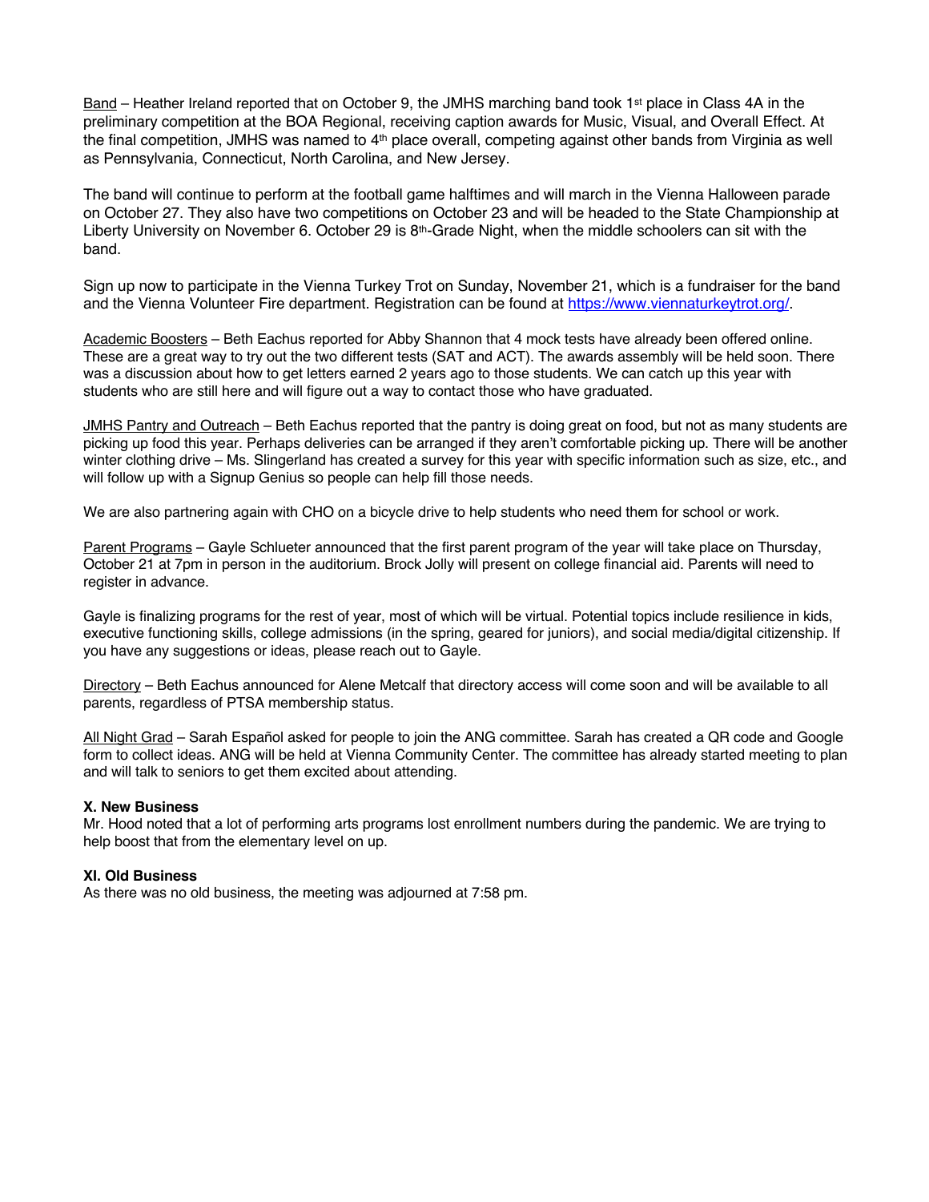Band – Heather Ireland reported that on October 9, the JMHS marching band took 1st place in Class 4A in the preliminary competition at the BOA Regional, receiving caption awards for Music, Visual, and Overall Effect. At the final competition, JMHS was named to 4th place overall, competing against other bands from Virginia as well as Pennsylvania, Connecticut, North Carolina, and New Jersey.

The band will continue to perform at the football game halftimes and will march in the Vienna Halloween parade on October 27. They also have two competitions on October 23 and will be headed to the State Championship at Liberty University on November 6. October 29 is 8th-Grade Night, when the middle schoolers can sit with the band.

Sign up now to participate in the Vienna Turkey Trot on Sunday, November 21, which is a fundraiser for the band and the Vienna Volunteer Fire department. Registration can be found at https://www.viennaturkeytrot.org/.

Academic Boosters – Beth Eachus reported for Abby Shannon that 4 mock tests have already been offered online. These are a great way to try out the two different tests (SAT and ACT). The awards assembly will be held soon. There was a discussion about how to get letters earned 2 years ago to those students. We can catch up this year with students who are still here and will figure out a way to contact those who have graduated.

JMHS Pantry and Outreach – Beth Eachus reported that the pantry is doing great on food, but not as many students are picking up food this year. Perhaps deliveries can be arranged if they aren't comfortable picking up. There will be another winter clothing drive – Ms. Slingerland has created a survey for this year with specific information such as size, etc., and will follow up with a Signup Genius so people can help fill those needs.

We are also partnering again with CHO on a bicycle drive to help students who need them for school or work.

Parent Programs – Gayle Schlueter announced that the first parent program of the year will take place on Thursday, October 21 at 7pm in person in the auditorium. Brock Jolly will present on college financial aid. Parents will need to register in advance.

Gayle is finalizing programs for the rest of year, most of which will be virtual. Potential topics include resilience in kids, executive functioning skills, college admissions (in the spring, geared for juniors), and social media/digital citizenship. If you have any suggestions or ideas, please reach out to Gayle.

Directory – Beth Eachus announced for Alene Metcalf that directory access will come soon and will be available to all parents, regardless of PTSA membership status.

All Night Grad – Sarah Español asked for people to join the ANG committee. Sarah has created a QR code and Google form to collect ideas. ANG will be held at Vienna Community Center. The committee has already started meeting to plan and will talk to seniors to get them excited about attending.

**X. New Business**

Mr. Hood noted that a lot of performing arts programs lost enrollment numbers during the pandemic. We are trying to help boost that from the elementary level on up.

**XI. Old Business**

As there was no old business, the meeting was adjourned at 7:58 pm.